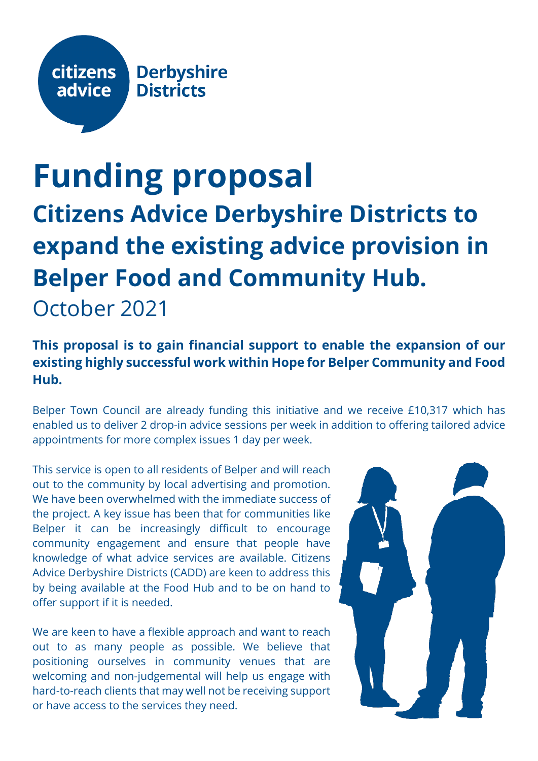citizens advice Derbyshire Districts

# Funding proposal

## Citizens Advice Derbyshire Districts to expand the existing advice provision in Belper Food and Community Hub.

October 2021

**This proposal is to gain financial support to enable the expansion of our existing highly successful work within Hope for Belper Community and Food Hub.**

Belper Town Council are already funding this initiative and we receive £10,317 which has enabled us to deliver 2 drop-in advice sessions per week in addition to offering tailored advice appointments for more complex issues 1 day per week.

This service is open to all residents of Belper and will reach out to the community by local advertising and promotion. We have been overwhelmed with the immediate success of the project. A key issue has been that for communities like Belper it can be increasingly difficult to encourage community engagement and ensure that people have knowledge of what advice services are available. Citizens Advice Derbyshire Districts (CADD) are keen to address this by being available at the Food Hub and to be on hand to offer support if it is needed.

We are keen to have a flexible approach and want to reach out to as many people as possible. We believe that positioning ourselves in community venues that are welcoming and non-judgemental will help us engage with hard-to-reach clients that may well not be receiving support or have access to the services they need.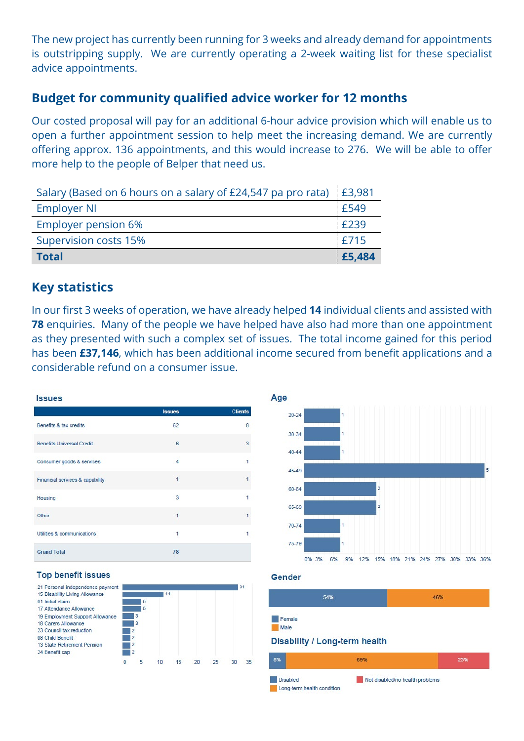The new project has currently been running for 3 weeks and already demand for appointments is outstripping supply. We are currently operating a 2-week waiting list for these specialist advice appointments.

## Budget for community qualified advice worker for 12 months

Our costed proposal will pay for an additional 6-hour advice provision which will enable us to open a further appointment session to help meet the increasing demand. We are currently offering approx. 136 appointments, and this would increase to 276. We will be able to offer more help to the people of Belper that need us.

| | |
|---|---|
| Salary (Based on 6 hours on a salary of £24,547 pa pro rata) | £3,981 |
| Employer NI | £549 |
| Employer pension 6% | £239 |
| Supervision costs 15% | £715 |
| **Total** | **£5,484** |

## Key statistics

In our first 3 weeks of operation, we have already helped **14** individual clients and assisted with **78** enquiries. Many of the people we have helped have also had more than one appointment as they presented with such a complex set of issues. The total income gained for this period has been **£37,146**, which has been additional income secured from benefit applications and a considerable refund on a consumer issue.

### Issues

| | Issues | Clients |
|---|---|---|
| Benefits & tax credits | 62 | 8 |
| Benefits Universal Credit | 6 | 3 |
| Consumer goods & services | 4 | 1 |
| Financial services & capability | 1 | 1 |
| Housing | 3 | 1 |
| Other | 1 | 1 |
| Utilities & communications | 1 | 1 |
| Grand Total | 78 | |

### Top benefit issues

| Benefit issue | Count |
|---|---|
| 21 Personal independence payment | 31 |
| 15 Disability Living Allowance | 11 |
| 01 Initial claim | 5 |
| 17 Attendance Allowance | 5 |
| 19 Employment Support Allowance | 3 |
| 18 Carers Allowance | 3 |
| 23 Council tax reduction | 2 |
| 08 Child Benefit | 2 |
| 13 State Retirement Pension | 2 |
| 24 Benefit cap | 2 |

### Age

| Age | Clients |
|---|---|
| 20-24 | 1 |
| 30-34 | 1 |
| 40-44 | 1 |
| 45-49 | 5 |
| 60-64 | 2 |
| 65-69 | 2 |
| 70-74 | 1 |
| 75-79 | 1 |

### Gender

| Female | Male |
|---|---|
| 54% | 46% |

### Disability / Long-term health

| Disabled | Long-term health condition | Not disabled/no health problems |
|---|---|---|
| 8% | 69% | 23% |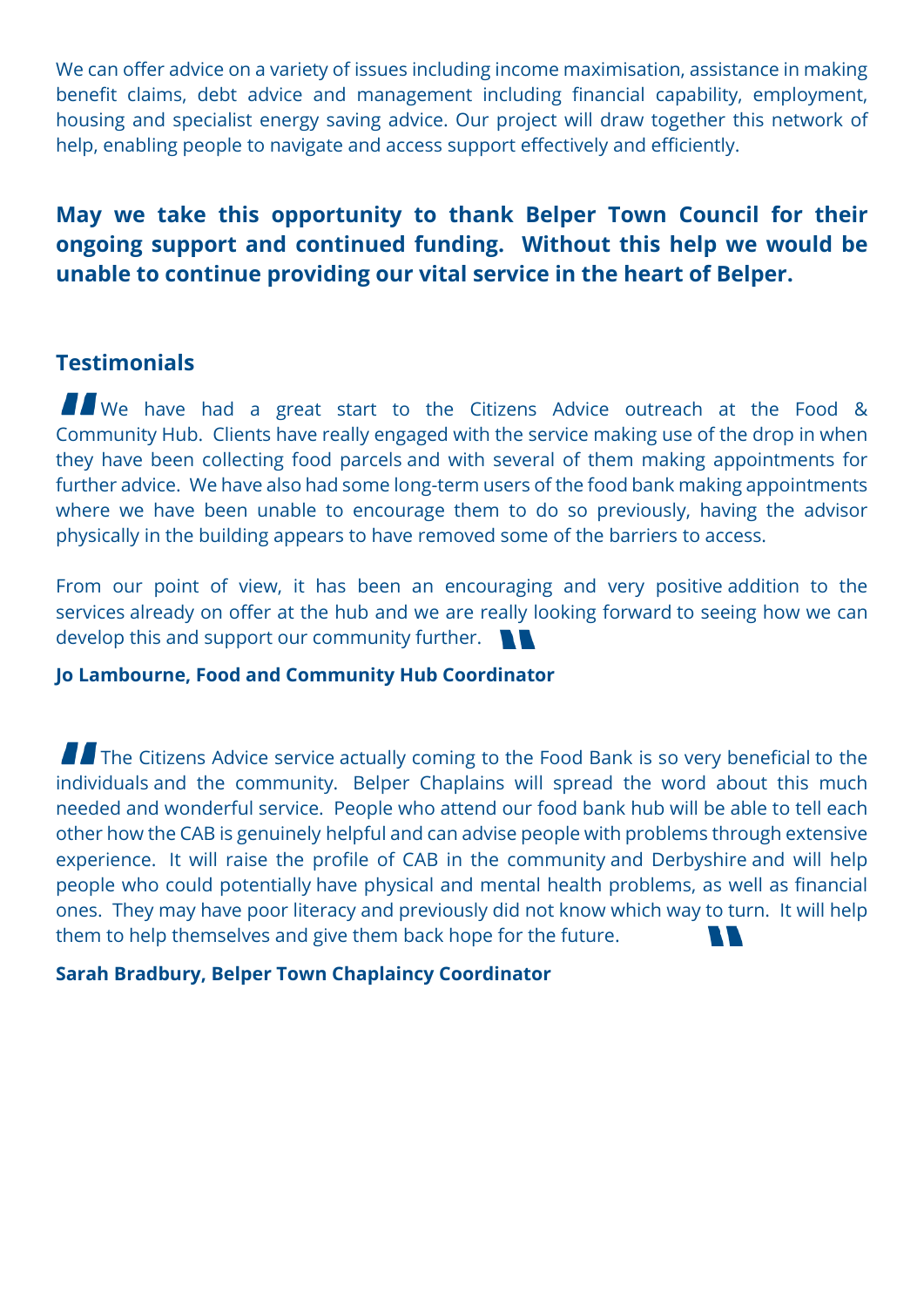We can offer advice on a variety of issues including income maximisation, assistance in making benefit claims, debt advice and management including financial capability, employment, housing and specialist energy saving advice. Our project will draw together this network of help, enabling people to navigate and access support effectively and efficiently.

**May we take this opportunity to thank Belper Town Council for their ongoing support and continued funding. Without this help we would be unable to continue providing our vital service in the heart of Belper.**

## Testimonials

"We have had a great start to the Citizens Advice outreach at the Food & Community Hub. Clients have really engaged with the service making use of the drop in when they have been collecting food parcels and with several of them making appointments for further advice. We have also had some long-term users of the food bank making appointments where we have been unable to encourage them to do so previously, having the advisor physically in the building appears to have removed some of the barriers to access.

From our point of view, it has been an encouraging and very positive addition to the services already on offer at the hub and we are really looking forward to seeing how we can develop this and support our community further."

**Jo Lambourne, Food and Community Hub Coordinator**

"The Citizens Advice service actually coming to the Food Bank is so very beneficial to the individuals and the community. Belper Chaplains will spread the word about this much needed and wonderful service. People who attend our food bank hub will be able to tell each other how the CAB is genuinely helpful and can advise people with problems through extensive experience. It will raise the profile of CAB in the community and Derbyshire and will help people who could potentially have physical and mental health problems, as well as financial ones. They may have poor literacy and previously did not know which way to turn. It will help them to help themselves and give them back hope for the future."

**Sarah Bradbury, Belper Town Chaplaincy Coordinator**